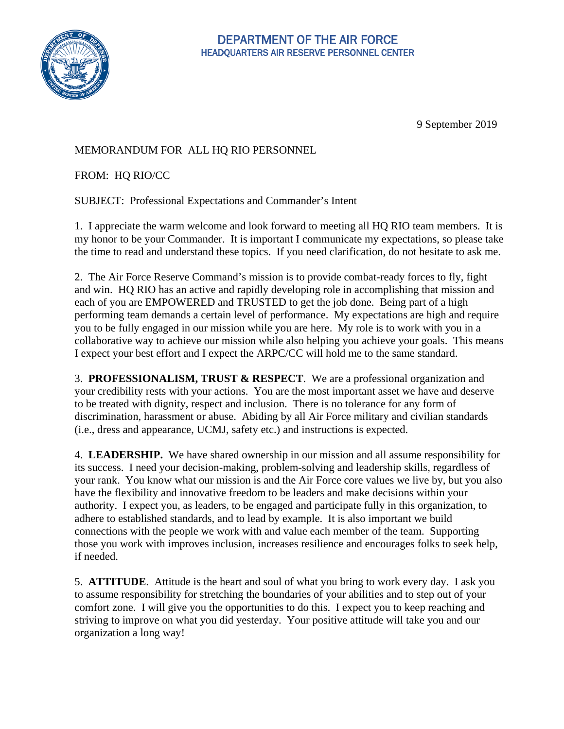# DEPARTMENT OF THE AIR FORCE
## HEADQUARTERS AIR RESERVE PERSONNEL CENTER

9 September 2019

MEMORANDUM FOR ALL HQ RIO PERSONNEL

FROM: HQ RIO/CC

SUBJECT: Professional Expectations and Commander's Intent

1. I appreciate the warm welcome and look forward to meeting all HQ RIO team members. It is my honor to be your Commander. It is important I communicate my expectations, so please take the time to read and understand these topics. If you need clarification, do not hesitate to ask me.

2. The Air Force Reserve Command's mission is to provide combat-ready forces to fly, fight and win. HQ RIO has an active and rapidly developing role in accomplishing that mission and each of you are EMPOWERED and TRUSTED to get the job done. Being part of a high performing team demands a certain level of performance. My expectations are high and require you to be fully engaged in our mission while you are here. My role is to work with you in a collaborative way to achieve our mission while also helping you achieve your goals. This means I expect your best effort and I expect the ARPC/CC will hold me to the same standard.

3. **PROFESSIONALISM, TRUST & RESPECT**. We are a professional organization and your credibility rests with your actions. You are the most important asset we have and deserve to be treated with dignity, respect and inclusion. There is no tolerance for any form of discrimination, harassment or abuse. Abiding by all Air Force military and civilian standards (i.e., dress and appearance, UCMJ, safety etc.) and instructions is expected.

4. **LEADERSHIP.** We have shared ownership in our mission and all assume responsibility for its success. I need your decision-making, problem-solving and leadership skills, regardless of your rank. You know what our mission is and the Air Force core values we live by, but you also have the flexibility and innovative freedom to be leaders and make decisions within your authority. I expect you, as leaders, to be engaged and participate fully in this organization, to adhere to established standards, and to lead by example. It is also important we build connections with the people we work with and value each member of the team. Supporting those you work with improves inclusion, increases resilience and encourages folks to seek help, if needed.

5. **ATTITUDE**. Attitude is the heart and soul of what you bring to work every day. I ask you to assume responsibility for stretching the boundaries of your abilities and to step out of your comfort zone. I will give you the opportunities to do this. I expect you to keep reaching and striving to improve on what you did yesterday. Your positive attitude will take you and our organization a long way!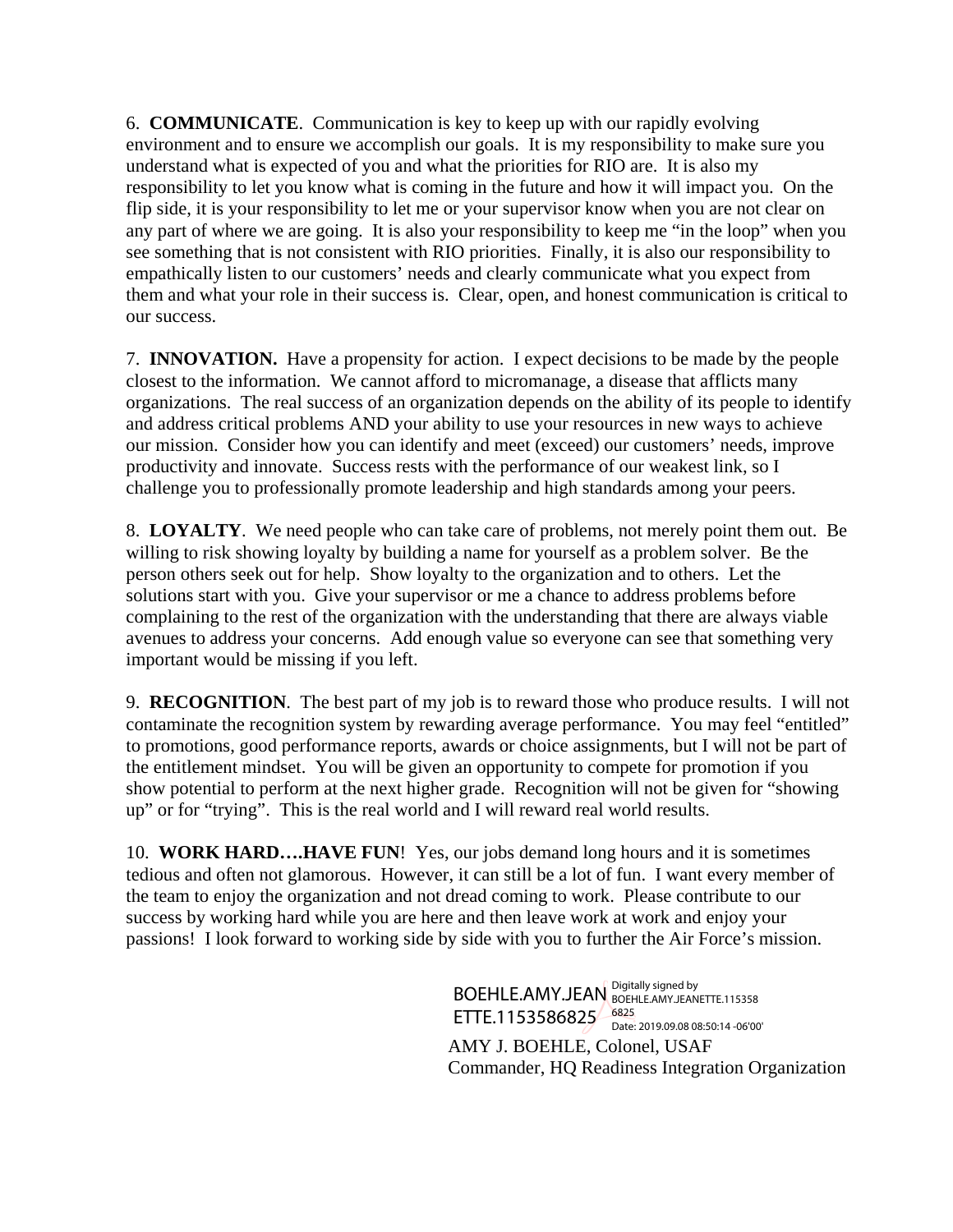6. **COMMUNICATE**. Communication is key to keep up with our rapidly evolving environment and to ensure we accomplish our goals. It is my responsibility to make sure you understand what is expected of you and what the priorities for RIO are. It is also my responsibility to let you know what is coming in the future and how it will impact you. On the flip side, it is your responsibility to let me or your supervisor know when you are not clear on any part of where we are going. It is also your responsibility to keep me "in the loop" when you see something that is not consistent with RIO priorities. Finally, it is also our responsibility to empathically listen to our customers' needs and clearly communicate what you expect from them and what your role in their success is. Clear, open, and honest communication is critical to our success.

7. **INNOVATION.** Have a propensity for action. I expect decisions to be made by the people closest to the information. We cannot afford to micromanage, a disease that afflicts many organizations. The real success of an organization depends on the ability of its people to identify and address critical problems AND your ability to use your resources in new ways to achieve our mission. Consider how you can identify and meet (exceed) our customers' needs, improve productivity and innovate. Success rests with the performance of our weakest link, so I challenge you to professionally promote leadership and high standards among your peers.

8. **LOYALTY**. We need people who can take care of problems, not merely point them out. Be willing to risk showing loyalty by building a name for yourself as a problem solver. Be the person others seek out for help. Show loyalty to the organization and to others. Let the solutions start with you. Give your supervisor or me a chance to address problems before complaining to the rest of the organization with the understanding that there are always viable avenues to address your concerns. Add enough value so everyone can see that something very important would be missing if you left.

9. **RECOGNITION**. The best part of my job is to reward those who produce results. I will not contaminate the recognition system by rewarding average performance. You may feel "entitled" to promotions, good performance reports, awards or choice assignments, but I will not be part of the entitlement mindset. You will be given an opportunity to compete for promotion if you show potential to perform at the next higher grade. Recognition will not be given for "showing up" or for "trying". This is the real world and I will reward real world results.

10. **WORK HARD….HAVE FUN**! Yes, our jobs demand long hours and it is sometimes tedious and often not glamorous. However, it can still be a lot of fun. I want every member of the team to enjoy the organization and not dread coming to work. Please contribute to our success by working hard while you are here and then leave work at work and enjoy your passions! I look forward to working side by side with you to further the Air Force's mission.

BOEHLE.AMY.JEANETTE.1153586825
Digitally signed by BOEHLE.AMY.JEANETTE.1153586825
Date: 2019.09.08 08:50:14 -06'00'

AMY J. BOEHLE, Colonel, USAF
Commander, HQ Readiness Integration Organization